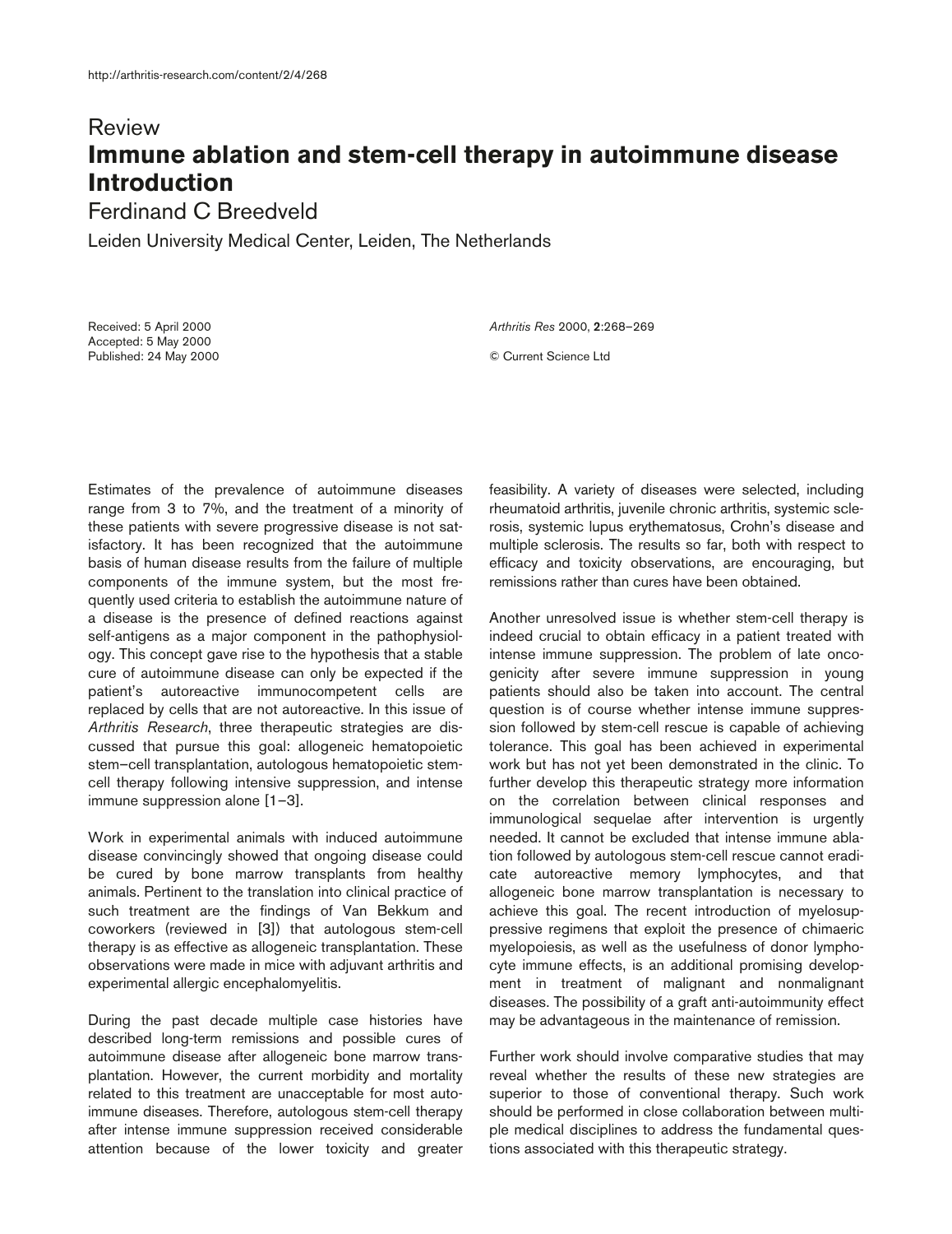Review

# Immune ablation and stem-cell therapy in autoimmune disease Introduction

Ferdinand C Breedveld

Leiden University Medical Center, Leiden, The Netherlands

Received: 5 April 2000
Accepted: 5 May 2000
Published: 24 May 2000

*Arthritis Res* 2000, **2**:268–269

© Current Science Ltd

Estimates of the prevalence of autoimmune diseases range from 3 to 7%, and the treatment of a minority of these patients with severe progressive disease is not satisfactory. It has been recognized that the autoimmune basis of human disease results from the failure of multiple components of the immune system, but the most frequently used criteria to establish the autoimmune nature of a disease is the presence of defined reactions against self-antigens as a major component in the pathophysiology. This concept gave rise to the hypothesis that a stable cure of autoimmune disease can only be expected if the patient's autoreactive immunocompetent cells are replaced by cells that are not autoreactive. In this issue of *Arthritis Research*, three therapeutic strategies are discussed that pursue this goal: allogeneic hematopoietic stem–cell transplantation, autologous hematopoietic stem-cell therapy following intensive suppression, and intense immune suppression alone [1–3].

Work in experimental animals with induced autoimmune disease convincingly showed that ongoing disease could be cured by bone marrow transplants from healthy animals. Pertinent to the translation into clinical practice of such treatment are the findings of Van Bekkum and coworkers (reviewed in [3]) that autologous stem-cell therapy is as effective as allogeneic transplantation. These observations were made in mice with adjuvant arthritis and experimental allergic encephalomyelitis.

During the past decade multiple case histories have described long-term remissions and possible cures of autoimmune disease after allogeneic bone marrow transplantation. However, the current morbidity and mortality related to this treatment are unacceptable for most autoimmune diseases. Therefore, autologous stem-cell therapy after intense immune suppression received considerable attention because of the lower toxicity and greater feasibility. A variety of diseases were selected, including rheumatoid arthritis, juvenile chronic arthritis, systemic sclerosis, systemic lupus erythematosus, Crohn's disease and multiple sclerosis. The results so far, both with respect to efficacy and toxicity observations, are encouraging, but remissions rather than cures have been obtained.

Another unresolved issue is whether stem-cell therapy is indeed crucial to obtain efficacy in a patient treated with intense immune suppression. The problem of late oncogenicity after severe immune suppression in young patients should also be taken into account. The central question is of course whether intense immune suppression followed by stem-cell rescue is capable of achieving tolerance. This goal has been achieved in experimental work but has not yet been demonstrated in the clinic. To further develop this therapeutic strategy more information on the correlation between clinical responses and immunological sequelae after intervention is urgently needed. It cannot be excluded that intense immune ablation followed by autologous stem-cell rescue cannot eradicate autoreactive memory lymphocytes, and that allogeneic bone marrow transplantation is necessary to achieve this goal. The recent introduction of myelosuppressive regimens that exploit the presence of chimaeric myelopoiesis, as well as the usefulness of donor lymphocyte immune effects, is an additional promising development in treatment of malignant and nonmalignant diseases. The possibility of a graft anti-autoimmunity effect may be advantageous in the maintenance of remission.

Further work should involve comparative studies that may reveal whether the results of these new strategies are superior to those of conventional therapy. Such work should be performed in close collaboration between multiple medical disciplines to address the fundamental questions associated with this therapeutic strategy.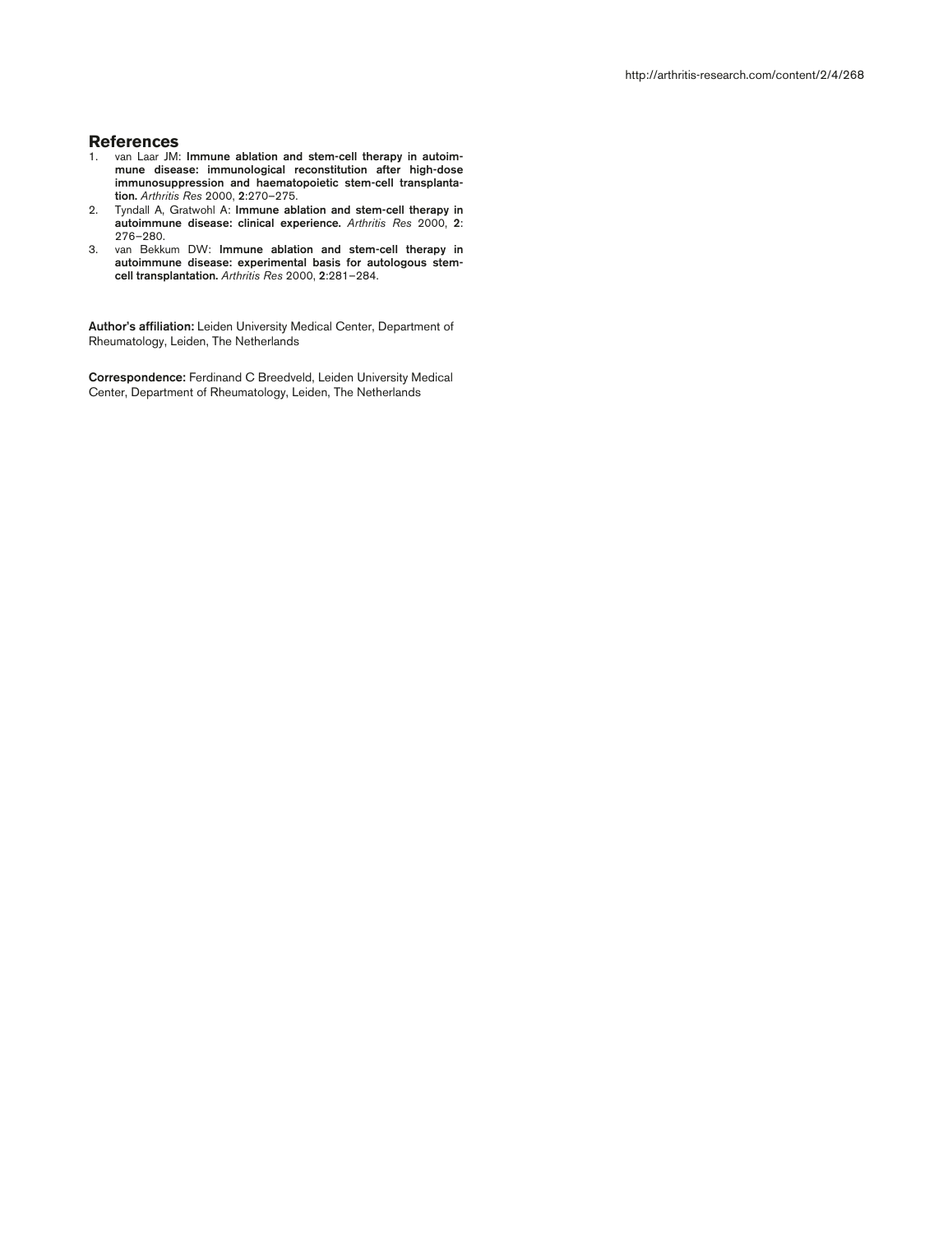## References

1. van Laar JM: **Immune ablation and stem-cell therapy in autoimmune disease: immunological reconstitution after high-dose immunosuppression and haematopoietic stem-cell transplantation.** *Arthritis Res* 2000, **2**:270–275.
2. Tyndall A, Gratwohl A: **Immune ablation and stem-cell therapy in autoimmune disease: clinical experience.** *Arthritis Res* 2000, **2**: 276–280.
3. van Bekkum DW: **Immune ablation and stem-cell therapy in autoimmune disease: experimental basis for autologous stem-cell transplantation.** *Arthritis Res* 2000, **2**:281–284.

**Author's affiliation:** Leiden University Medical Center, Department of Rheumatology, Leiden, The Netherlands

**Correspondence:** Ferdinand C Breedveld, Leiden University Medical Center, Department of Rheumatology, Leiden, The Netherlands